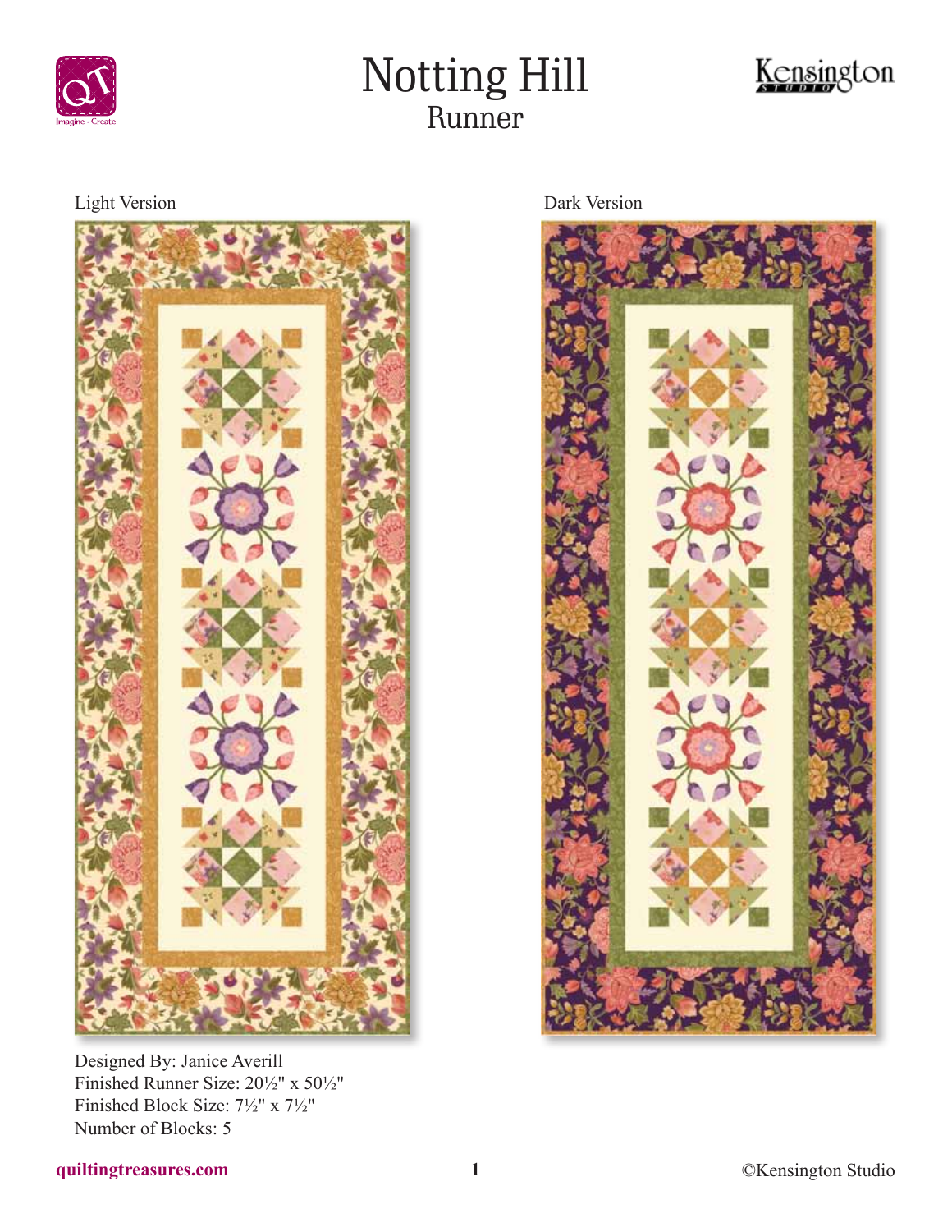# Notting Hill

## Runner

Light Version

Dark Version

Designed By: Janice Averill
Finished Runner Size: 20½" x 50½"
Finished Block Size: 7½" x 7½"
Number of Blocks: 5

quiltingtreasures.com

©Kensington Studio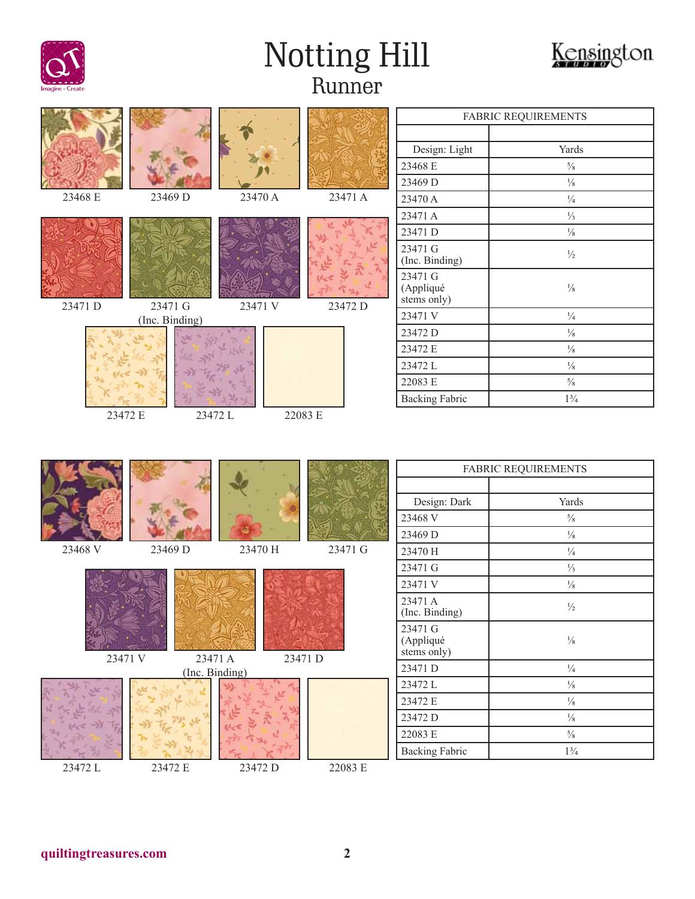# Notting Hill

## Runner

23468 E
23469 D
23470 A
23471 A
23471 D
23471 G (Inc. Binding)
23471 V
23472 D
23472 E
23472 L
22083 E

| FABRIC REQUIREMENTS | |
|---|---|
| | |
| Design: Light | Yards |
| 23468 E | ⅝ |
| 23469 D | ⅛ |
| 23470 A | ¼ |
| 23471 A | ⅓ |
| 23471 D | ⅛ |
| 23471 G (Inc. Binding) | ½ |
| 23471 G (Appliqué stems only) | ⅛ |
| 23471 V | ¼ |
| 23472 D | ⅛ |
| 23472 E | ⅛ |
| 23472 L | ⅛ |
| 22083 E | ⅝ |
| Backing Fabric | 1¾ |

23468 V
23469 D
23470 H
23471 G
23471 V
23471 A (Inc. Binding)
23471 D
23472 L
23472 E
23472 D
22083 E

| FABRIC REQUIREMENTS | |
|---|---|
| | |
| Design: Dark | Yards |
| 23468 V | ⅝ |
| 23469 D | ⅛ |
| 23470 H | ¼ |
| 23471 G | ⅓ |
| 23471 V | ⅛ |
| 23471 A (Inc. Binding) | ½ |
| 23471 G (Appliqué stems only) | ⅛ |
| 23471 D | ¼ |
| 23472 L | ⅛ |
| 23472 E | ⅛ |
| 23472 D | ⅛ |
| 22083 E | ⅝ |
| Backing Fabric | 1¾ |

quiltingtreasures.com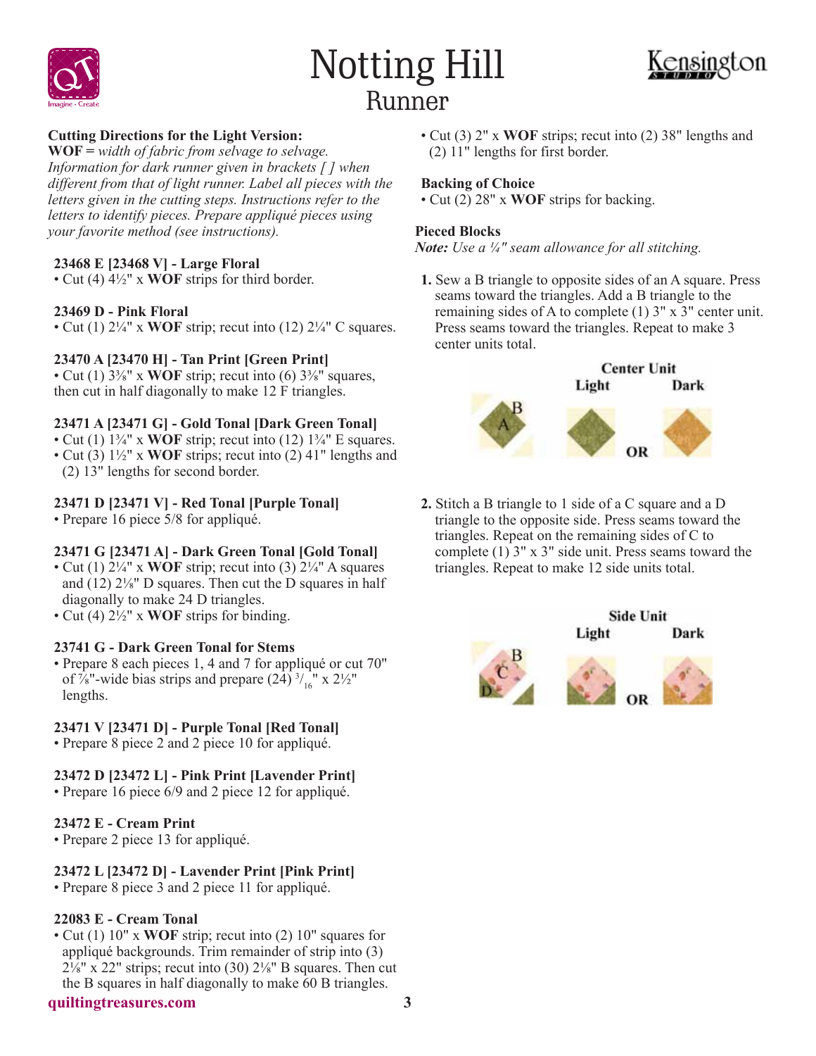# Notting Hill
## Runner

**Cutting Directions for the Light Version:**
**WOF =** *width of fabric from selvage to selvage. Information for dark runner given in brackets [ ] when different from that of light runner. Label all pieces with the letters given in the cutting steps. Instructions refer to the letters to identify pieces. Prepare appliqué pieces using your favorite method (see instructions).*

**23468 E [23468 V] - Large Floral**
- Cut (4) 4½" x **WOF** strips for third border.

**23469 D - Pink Floral**
- Cut (1) 2¼" x **WOF** strip; recut into (12) 2¼" C squares.

**23470 A [23470 H] - Tan Print [Green Print]**
- Cut (1) 3⅜" x **WOF** strip; recut into (6) 3⅜" squares, then cut in half diagonally to make 12 F triangles.

**23471 A [23471 G] - Gold Tonal [Dark Green Tonal]**
- Cut (1) 1¾" x **WOF** strip; recut into (12) 1¾" E squares.
- Cut (3) 1½" x **WOF** strips; recut into (2) 41" lengths and (2) 13" lengths for second border.

**23471 D [23471 V] - Red Tonal [Purple Tonal]**
- Prepare 16 piece 5/8 for appliqué.

**23471 G [23471 A] - Dark Green Tonal [Gold Tonal]**
- Cut (1) 2¼" x **WOF** strip; recut into (3) 2¼" A squares and (12) 2⅛" D squares. Then cut the D squares in half diagonally to make 24 D triangles.
- Cut (4) 2½" x **WOF** strips for binding.

**23741 G - Dark Green Tonal for Stems**
- Prepare 8 each pieces 1, 4 and 7 for appliqué or cut 70" of ⅞"-wide bias strips and prepare (24) 3/16" x 2½" lengths.

**23471 V [23471 D] - Purple Tonal [Red Tonal]**
- Prepare 8 piece 2 and 2 piece 10 for appliqué.

**23472 D [23472 L] - Pink Print [Lavender Print]**
- Prepare 16 piece 6/9 and 2 piece 12 for appliqué.

**23472 E - Cream Print**
- Prepare 2 piece 13 for appliqué.

**23472 L [23472 D] - Lavender Print [Pink Print]**
- Prepare 8 piece 3 and 2 piece 11 for appliqué.

**22083 E - Cream Tonal**
- Cut (1) 10" x **WOF** strip; recut into (2) 10" squares for appliqué backgrounds. Trim remainder of strip into (3) 2⅛" x 22" strips; recut into (30) 2⅛" B squares. Then cut the B squares in half diagonally to make 60 B triangles.
- Cut (3) 2" x **WOF** strips; recut into (2) 38" lengths and (2) 11" lengths for first border.

**Backing of Choice**
- Cut (2) 28" x **WOF** strips for backing.

**Pieced Blocks**
***Note:*** *Use a ¼" seam allowance for all stitching.*

1. Sew a B triangle to opposite sides of an A square. Press seams toward the triangles. Add a B triangle to the remaining sides of A to complete (1) 3" x 3" center unit. Press seams toward the triangles. Repeat to make 3 center units total.

**Center Unit**
Light OR Dark

2. Stitch a B triangle to 1 side of a C square and a D triangle to the opposite side. Press seams toward the triangles. Repeat on the remaining sides of C to complete (1) 3" x 3" side unit. Press seams toward the triangles. Repeat to make 12 side units total.

**Side Unit**
Light OR Dark

quiltingtreasures.com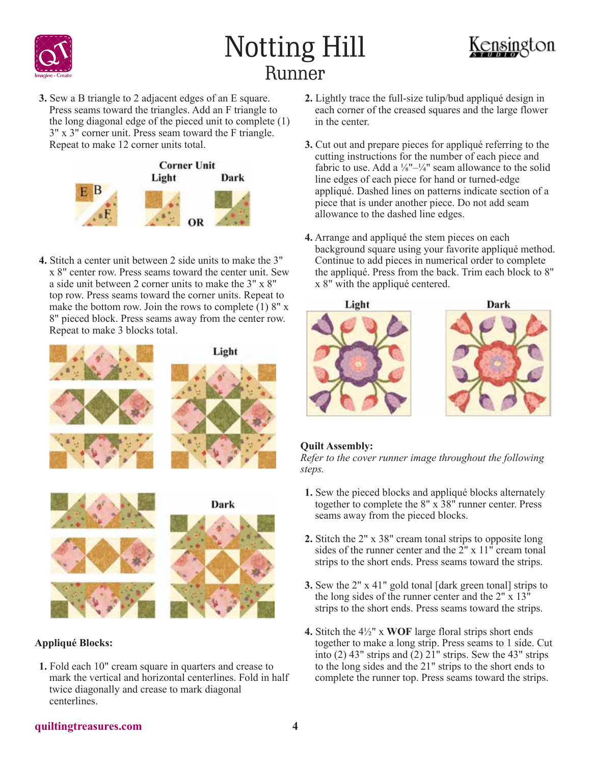# Notting Hill
## Runner

3. Sew a B triangle to 2 adjacent edges of an E square. Press seams toward the triangles. Add an F triangle to the long diagonal edge of the pieced unit to complete (1) 3" x 3" corner unit. Press seam toward the F triangle. Repeat to make 12 corner units total.

Corner Unit

Light OR Dark

4. Stitch a center unit between 2 side units to make the 3" x 8" center row. Press seams toward the center unit. Sew a side unit between 2 corner units to make the 3" x 8" top row. Press seams toward the corner units. Repeat to make the bottom row. Join the rows to complete (1) 8" x 8" pieced block. Press seams away from the center row. Repeat to make 3 blocks total.

Light

Dark

**Appliqué Blocks:**

1. Fold each 10" cream square in quarters and crease to mark the vertical and horizontal centerlines. Fold in half twice diagonally and crease to mark diagonal centerlines.

2. Lightly trace the full-size tulip/bud appliqué design in each corner of the creased squares and the large flower in the center.

3. Cut out and prepare pieces for appliqué referring to the cutting instructions for the number of each piece and fabric to use. Add a ⅛"–¼" seam allowance to the solid line edges of each piece for hand or turned-edge appliqué. Dashed lines on patterns indicate section of a piece that is under another piece. Do not add seam allowance to the dashed line edges.

4. Arrange and appliqué the stem pieces on each background square using your favorite appliqué method. Continue to add pieces in numerical order to complete the appliqué. Press from the back. Trim each block to 8" x 8" with the appliqué centered.

Light

Dark

**Quilt Assembly:**

*Refer to the cover runner image throughout the following steps.*

1. Sew the pieced blocks and appliqué blocks alternately together to complete the 8" x 38" runner center. Press seams away from the pieced blocks.

2. Stitch the 2" x 38" cream tonal strips to opposite long sides of the runner center and the 2" x 11" cream tonal strips to the short ends. Press seams toward the strips.

3. Sew the 2" x 41" gold tonal [dark green tonal] strips to the long sides of the runner center and the 2" x 13" strips to the short ends. Press seams toward the strips.

4. Stitch the 4½" x **WOF** large floral strips short ends together to make a long strip. Press seams to 1 side. Cut into (2) 43" strips and (2) 21" strips. Sew the 43" strips to the long sides and the 21" strips to the short ends to complete the runner top. Press seams toward the strips.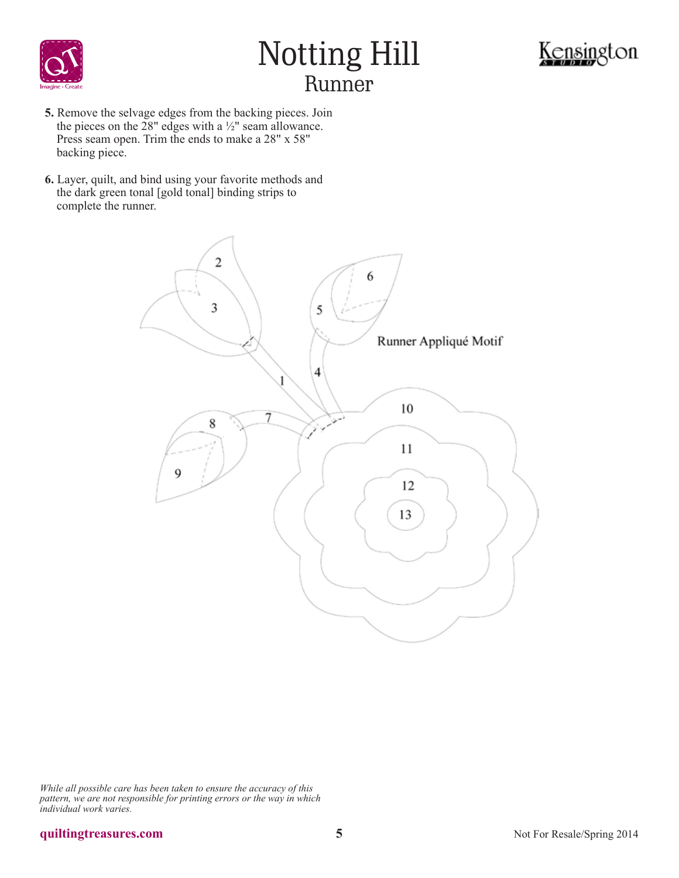# Notting Hill
## Runner

5. Remove the selvage edges from the backing pieces. Join the pieces on the 28" edges with a ½" seam allowance. Press seam open. Trim the ends to make a 28" x 58" backing piece.

6. Layer, quilt, and bind using your favorite methods and the dark green tonal [gold tonal] binding strips to complete the runner.

Runner Appliqué Motif

2
3
6
5
4
1
7
8
9
10
11
12
13

*While all possible care has been taken to ensure the accuracy of this pattern, we are not responsible for printing errors or the way in which individual work varies.*

quiltingtreasures.com

Not For Resale/Spring 2014